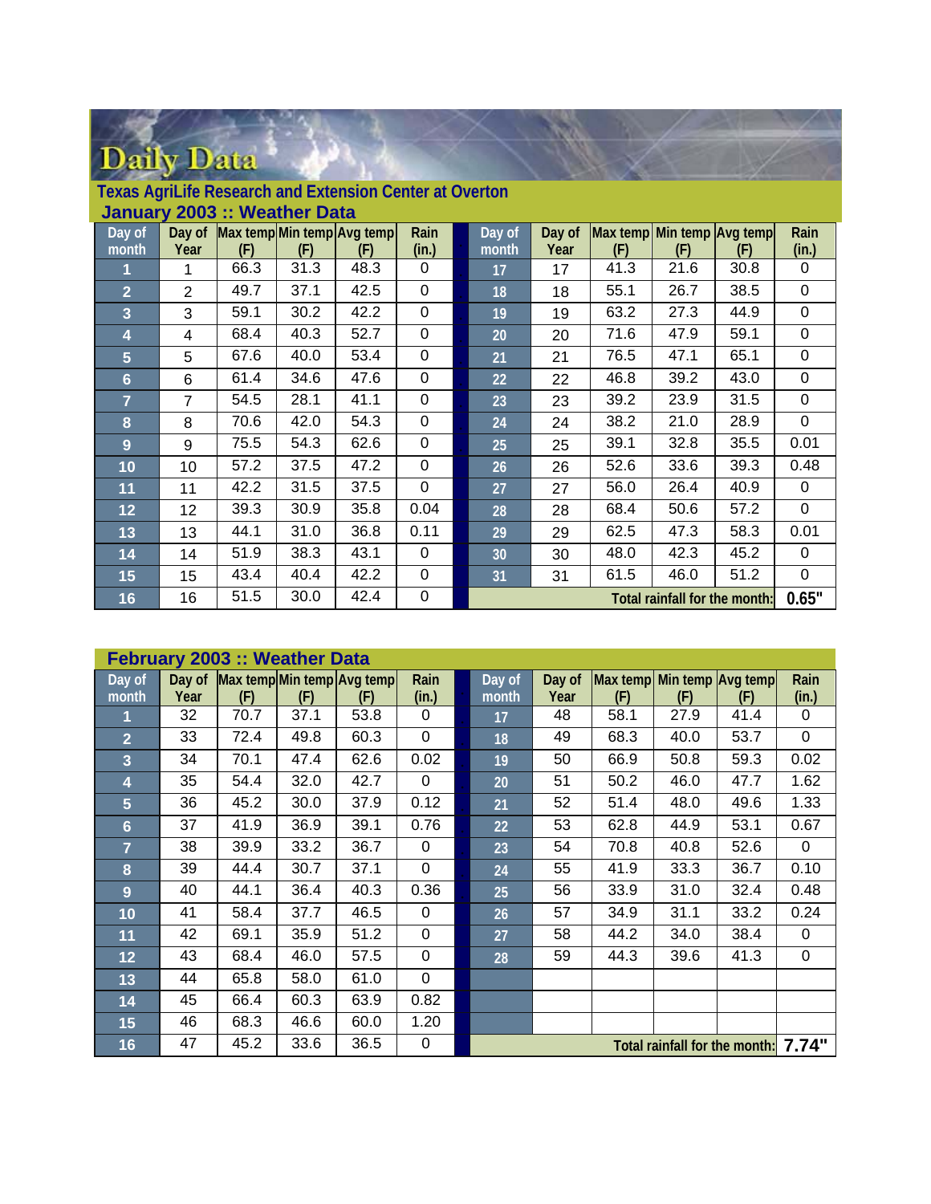# Daily Data

## Texas AgriLife Research and Extension Center at Overton

### January 2003 :: Weather Data

| Day of month | Day of Year | Max temp (F) | Min temp (F) | Avg temp (F) | Rain (in.) | Day of month | Day of Year | Max temp (F) | Min temp (F) | Avg temp (F) | Rain (in.) |
|---|---|---|---|---|---|---|---|---|---|---|---|
| 1 | 1 | 66.3 | 31.3 | 48.3 | 0 | 17 | 17 | 41.3 | 21.6 | 30.8 | 0 |
| 2 | 2 | 49.7 | 37.1 | 42.5 | 0 | 18 | 18 | 55.1 | 26.7 | 38.5 | 0 |
| 3 | 3 | 59.1 | 30.2 | 42.2 | 0 | 19 | 19 | 63.2 | 27.3 | 44.9 | 0 |
| 4 | 4 | 68.4 | 40.3 | 52.7 | 0 | 20 | 20 | 71.6 | 47.9 | 59.1 | 0 |
| 5 | 5 | 67.6 | 40.0 | 53.4 | 0 | 21 | 21 | 76.5 | 47.1 | 65.1 | 0 |
| 6 | 6 | 61.4 | 34.6 | 47.6 | 0 | 22 | 22 | 46.8 | 39.2 | 43.0 | 0 |
| 7 | 7 | 54.5 | 28.1 | 41.1 | 0 | 23 | 23 | 39.2 | 23.9 | 31.5 | 0 |
| 8 | 8 | 70.6 | 42.0 | 54.3 | 0 | 24 | 24 | 38.2 | 21.0 | 28.9 | 0 |
| 9 | 9 | 75.5 | 54.3 | 62.6 | 0 | 25 | 25 | 39.1 | 32.8 | 35.5 | 0.01 |
| 10 | 10 | 57.2 | 37.5 | 47.2 | 0 | 26 | 26 | 52.6 | 33.6 | 39.3 | 0.48 |
| 11 | 11 | 42.2 | 31.5 | 37.5 | 0 | 27 | 27 | 56.0 | 26.4 | 40.9 | 0 |
| 12 | 12 | 39.3 | 30.9 | 35.8 | 0.04 | 28 | 28 | 68.4 | 50.6 | 57.2 | 0 |
| 13 | 13 | 44.1 | 31.0 | 36.8 | 0.11 | 29 | 29 | 62.5 | 47.3 | 58.3 | 0.01 |
| 14 | 14 | 51.9 | 38.3 | 43.1 | 0 | 30 | 30 | 48.0 | 42.3 | 45.2 | 0 |
| 15 | 15 | 43.4 | 40.4 | 42.2 | 0 | 31 | 31 | 61.5 | 46.0 | 51.2 | 0 |
| 16 | 16 | 51.5 | 30.0 | 42.4 | 0 | Total rainfall for the month: | | | | | 0.65" |

### February 2003 :: Weather Data

| Day of month | Day of Year | Max temp (F) | Min temp (F) | Avg temp (F) | Rain (in.) | Day of month | Day of Year | Max temp (F) | Min temp (F) | Avg temp (F) | Rain (in.) |
|---|---|---|---|---|---|---|---|---|---|---|---|
| 1 | 32 | 70.7 | 37.1 | 53.8 | 0 | 17 | 48 | 58.1 | 27.9 | 41.4 | 0 |
| 2 | 33 | 72.4 | 49.8 | 60.3 | 0 | 18 | 49 | 68.3 | 40.0 | 53.7 | 0 |
| 3 | 34 | 70.1 | 47.4 | 62.6 | 0.02 | 19 | 50 | 66.9 | 50.8 | 59.3 | 0.02 |
| 4 | 35 | 54.4 | 32.0 | 42.7 | 0 | 20 | 51 | 50.2 | 46.0 | 47.7 | 1.62 |
| 5 | 36 | 45.2 | 30.0 | 37.9 | 0.12 | 21 | 52 | 51.4 | 48.0 | 49.6 | 1.33 |
| 6 | 37 | 41.9 | 36.9 | 39.1 | 0.76 | 22 | 53 | 62.8 | 44.9 | 53.1 | 0.67 |
| 7 | 38 | 39.9 | 33.2 | 36.7 | 0 | 23 | 54 | 70.8 | 40.8 | 52.6 | 0 |
| 8 | 39 | 44.4 | 30.7 | 37.1 | 0 | 24 | 55 | 41.9 | 33.3 | 36.7 | 0.10 |
| 9 | 40 | 44.1 | 36.4 | 40.3 | 0.36 | 25 | 56 | 33.9 | 31.0 | 32.4 | 0.48 |
| 10 | 41 | 58.4 | 37.7 | 46.5 | 0 | 26 | 57 | 34.9 | 31.1 | 33.2 | 0.24 |
| 11 | 42 | 69.1 | 35.9 | 51.2 | 0 | 27 | 58 | 44.2 | 34.0 | 38.4 | 0 |
| 12 | 43 | 68.4 | 46.0 | 57.5 | 0 | 28 | 59 | 44.3 | 39.6 | 41.3 | 0 |
| 13 | 44 | 65.8 | 58.0 | 61.0 | 0 | | | | | | |
| 14 | 45 | 66.4 | 60.3 | 63.9 | 0.82 | | | | | | |
| 15 | 46 | 68.3 | 46.6 | 60.0 | 1.20 | | | | | | |
| 16 | 47 | 45.2 | 33.6 | 36.5 | 0 | Total rainfall for the month: | | | | | 7.74" |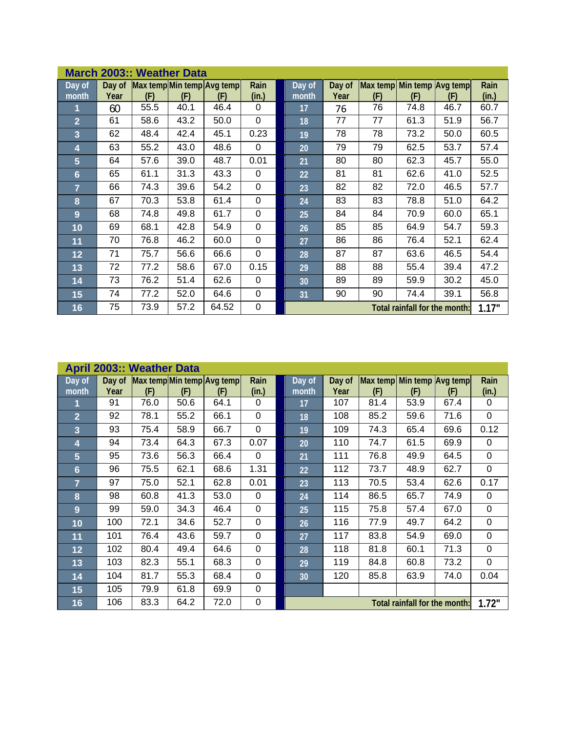## March 2003:: Weather Data

| Day of month | Day of Year | Max temp (F) | Min temp (F) | Avg temp (F) | Rain (in.) | | Day of month | Day of Year | Max temp (F) | Min temp (F) | Avg temp (F) | Rain (in.) |
|---|---|---|---|---|---|---|---|---|---|---|---|---|
| 1 | 60 | 55.5 | 40.1 | 46.4 | 0 | | 17 | 76 | 76 | 74.8 | 46.7 | 60.7 |
| 2 | 61 | 58.6 | 43.2 | 50.0 | 0 | | 18 | 77 | 77 | 61.3 | 51.9 | 56.7 |
| 3 | 62 | 48.4 | 42.4 | 45.1 | 0.23 | | 19 | 78 | 78 | 73.2 | 50.0 | 60.5 |
| 4 | 63 | 55.2 | 43.0 | 48.6 | 0 | | 20 | 79 | 79 | 62.5 | 53.7 | 57.4 |
| 5 | 64 | 57.6 | 39.0 | 48.7 | 0.01 | | 21 | 80 | 80 | 62.3 | 45.7 | 55.0 |
| 6 | 65 | 61.1 | 31.3 | 43.3 | 0 | | 22 | 81 | 81 | 62.6 | 41.0 | 52.5 |
| 7 | 66 | 74.3 | 39.6 | 54.2 | 0 | | 23 | 82 | 82 | 72.0 | 46.5 | 57.7 |
| 8 | 67 | 70.3 | 53.8 | 61.4 | 0 | | 24 | 83 | 83 | 78.8 | 51.0 | 64.2 |
| 9 | 68 | 74.8 | 49.8 | 61.7 | 0 | | 25 | 84 | 84 | 70.9 | 60.0 | 65.1 |
| 10 | 69 | 68.1 | 42.8 | 54.9 | 0 | | 26 | 85 | 85 | 64.9 | 54.7 | 59.3 |
| 11 | 70 | 76.8 | 46.2 | 60.0 | 0 | | 27 | 86 | 86 | 76.4 | 52.1 | 62.4 |
| 12 | 71 | 75.7 | 56.6 | 66.6 | 0 | | 28 | 87 | 87 | 63.6 | 46.5 | 54.4 |
| 13 | 72 | 77.2 | 58.6 | 67.0 | 0.15 | | 29 | 88 | 88 | 55.4 | 39.4 | 47.2 |
| 14 | 73 | 76.2 | 51.4 | 62.6 | 0 | | 30 | 89 | 89 | 59.9 | 30.2 | 45.0 |
| 15 | 74 | 77.2 | 52.0 | 64.6 | 0 | | 31 | 90 | 90 | 74.4 | 39.1 | 56.8 |
| 16 | 75 | 73.9 | 57.2 | 64.52 | 0 | | | | | | Total rainfall for the month: | 1.17" |

## April 2003:: Weather Data

| Day of month | Day of Year | Max temp (F) | Min temp (F) | Avg temp (F) | Rain (in.) | | Day of month | Day of Year | Max temp (F) | Min temp (F) | Avg temp (F) | Rain (in.) |
|---|---|---|---|---|---|---|---|---|---|---|---|---|
| 1 | 91 | 76.0 | 50.6 | 64.1 | 0 | | 17 | 107 | 81.4 | 53.9 | 67.4 | 0 |
| 2 | 92 | 78.1 | 55.2 | 66.1 | 0 | | 18 | 108 | 85.2 | 59.6 | 71.6 | 0 |
| 3 | 93 | 75.4 | 58.9 | 66.7 | 0 | | 19 | 109 | 74.3 | 65.4 | 69.6 | 0.12 |
| 4 | 94 | 73.4 | 64.3 | 67.3 | 0.07 | | 20 | 110 | 74.7 | 61.5 | 69.9 | 0 |
| 5 | 95 | 73.6 | 56.3 | 66.4 | 0 | | 21 | 111 | 76.8 | 49.9 | 64.5 | 0 |
| 6 | 96 | 75.5 | 62.1 | 68.6 | 1.31 | | 22 | 112 | 73.7 | 48.9 | 62.7 | 0 |
| 7 | 97 | 75.0 | 52.1 | 62.8 | 0.01 | | 23 | 113 | 70.5 | 53.4 | 62.6 | 0.17 |
| 8 | 98 | 60.8 | 41.3 | 53.0 | 0 | | 24 | 114 | 86.5 | 65.7 | 74.9 | 0 |
| 9 | 99 | 59.0 | 34.3 | 46.4 | 0 | | 25 | 115 | 75.8 | 57.4 | 67.0 | 0 |
| 10 | 100 | 72.1 | 34.6 | 52.7 | 0 | | 26 | 116 | 77.9 | 49.7 | 64.2 | 0 |
| 11 | 101 | 76.4 | 43.6 | 59.7 | 0 | | 27 | 117 | 83.8 | 54.9 | 69.0 | 0 |
| 12 | 102 | 80.4 | 49.4 | 64.6 | 0 | | 28 | 118 | 81.8 | 60.1 | 71.3 | 0 |
| 13 | 103 | 82.3 | 55.1 | 68.3 | 0 | | 29 | 119 | 84.8 | 60.8 | 73.2 | 0 |
| 14 | 104 | 81.7 | 55.3 | 68.4 | 0 | | 30 | 120 | 85.8 | 63.9 | 74.0 | 0.04 |
| 15 | 105 | 79.9 | 61.8 | 69.9 | 0 | | | | | | | |
| 16 | 106 | 83.3 | 64.2 | 72.0 | 0 | | | | | | Total rainfall for the month: | 1.72" |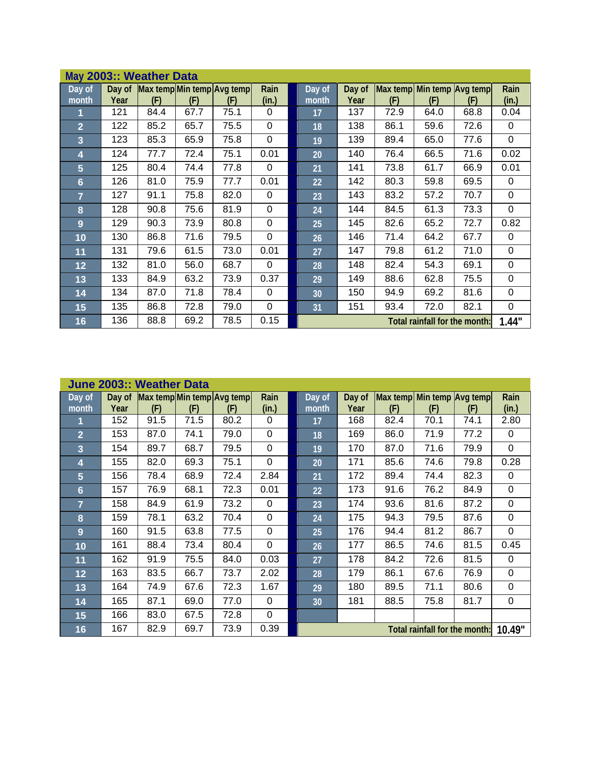## May 2003:: Weather Data

| Day of month | Day of Year | Max temp (F) | Min temp (F) | Avg temp (F) | Rain (in.) | | Day of month | Day of Year | Max temp (F) | Min temp (F) | Avg temp (F) | Rain (in.) |
|---|---|---|---|---|---|---|---|---|---|---|---|---|
| 1 | 121 | 84.4 | 67.7 | 75.1 | 0 | | 17 | 137 | 72.9 | 64.0 | 68.8 | 0.04 |
| 2 | 122 | 85.2 | 65.7 | 75.5 | 0 | | 18 | 138 | 86.1 | 59.6 | 72.6 | 0 |
| 3 | 123 | 85.3 | 65.9 | 75.8 | 0 | | 19 | 139 | 89.4 | 65.0 | 77.6 | 0 |
| 4 | 124 | 77.7 | 72.4 | 75.1 | 0.01 | | 20 | 140 | 76.4 | 66.5 | 71.6 | 0.02 |
| 5 | 125 | 80.4 | 74.4 | 77.8 | 0 | | 21 | 141 | 73.8 | 61.7 | 66.9 | 0.01 |
| 6 | 126 | 81.0 | 75.9 | 77.7 | 0.01 | | 22 | 142 | 80.3 | 59.8 | 69.5 | 0 |
| 7 | 127 | 91.1 | 75.8 | 82.0 | 0 | | 23 | 143 | 83.2 | 57.2 | 70.7 | 0 |
| 8 | 128 | 90.8 | 75.6 | 81.9 | 0 | | 24 | 144 | 84.5 | 61.3 | 73.3 | 0 |
| 9 | 129 | 90.3 | 73.9 | 80.8 | 0 | | 25 | 145 | 82.6 | 65.2 | 72.7 | 0.82 |
| 10 | 130 | 86.8 | 71.6 | 79.5 | 0 | | 26 | 146 | 71.4 | 64.2 | 67.7 | 0 |
| 11 | 131 | 79.6 | 61.5 | 73.0 | 0.01 | | 27 | 147 | 79.8 | 61.2 | 71.0 | 0 |
| 12 | 132 | 81.0 | 56.0 | 68.7 | 0 | | 28 | 148 | 82.4 | 54.3 | 69.1 | 0 |
| 13 | 133 | 84.9 | 63.2 | 73.9 | 0.37 | | 29 | 149 | 88.6 | 62.8 | 75.5 | 0 |
| 14 | 134 | 87.0 | 71.8 | 78.4 | 0 | | 30 | 150 | 94.9 | 69.2 | 81.6 | 0 |
| 15 | 135 | 86.8 | 72.8 | 79.0 | 0 | | 31 | 151 | 93.4 | 72.0 | 82.1 | 0 |
| 16 | 136 | 88.8 | 69.2 | 78.5 | 0.15 | | Total rainfall for the month: | | | | | 1.44" |

## June 2003:: Weather Data

| Day of month | Day of Year | Max temp (F) | Min temp (F) | Avg temp (F) | Rain (in.) | | Day of month | Day of Year | Max temp (F) | Min temp (F) | Avg temp (F) | Rain (in.) |
|---|---|---|---|---|---|---|---|---|---|---|---|---|
| 1 | 152 | 91.5 | 71.5 | 80.2 | 0 | | 17 | 168 | 82.4 | 70.1 | 74.1 | 2.80 |
| 2 | 153 | 87.0 | 74.1 | 79.0 | 0 | | 18 | 169 | 86.0 | 71.9 | 77.2 | 0 |
| 3 | 154 | 89.7 | 68.7 | 79.5 | 0 | | 19 | 170 | 87.0 | 71.6 | 79.9 | 0 |
| 4 | 155 | 82.0 | 69.3 | 75.1 | 0 | | 20 | 171 | 85.6 | 74.6 | 79.8 | 0.28 |
| 5 | 156 | 78.4 | 68.9 | 72.4 | 2.84 | | 21 | 172 | 89.4 | 74.4 | 82.3 | 0 |
| 6 | 157 | 76.9 | 68.1 | 72.3 | 0.01 | | 22 | 173 | 91.6 | 76.2 | 84.9 | 0 |
| 7 | 158 | 84.9 | 61.9 | 73.2 | 0 | | 23 | 174 | 93.6 | 81.6 | 87.2 | 0 |
| 8 | 159 | 78.1 | 63.2 | 70.4 | 0 | | 24 | 175 | 94.3 | 79.5 | 87.6 | 0 |
| 9 | 160 | 91.5 | 63.8 | 77.5 | 0 | | 25 | 176 | 94.4 | 81.2 | 86.7 | 0 |
| 10 | 161 | 88.4 | 73.4 | 80.4 | 0 | | 26 | 177 | 86.5 | 74.6 | 81.5 | 0.45 |
| 11 | 162 | 91.9 | 75.5 | 84.0 | 0.03 | | 27 | 178 | 84.2 | 72.6 | 81.5 | 0 |
| 12 | 163 | 83.5 | 66.7 | 73.7 | 2.02 | | 28 | 179 | 86.1 | 67.6 | 76.9 | 0 |
| 13 | 164 | 74.9 | 67.6 | 72.3 | 1.67 | | 29 | 180 | 89.5 | 71.1 | 80.6 | 0 |
| 14 | 165 | 87.1 | 69.0 | 77.0 | 0 | | 30 | 181 | 88.5 | 75.8 | 81.7 | 0 |
| 15 | 166 | 83.0 | 67.5 | 72.8 | 0 | | | | | | | |
| 16 | 167 | 82.9 | 69.7 | 73.9 | 0.39 | | Total rainfall for the month: | | | | | 10.49" |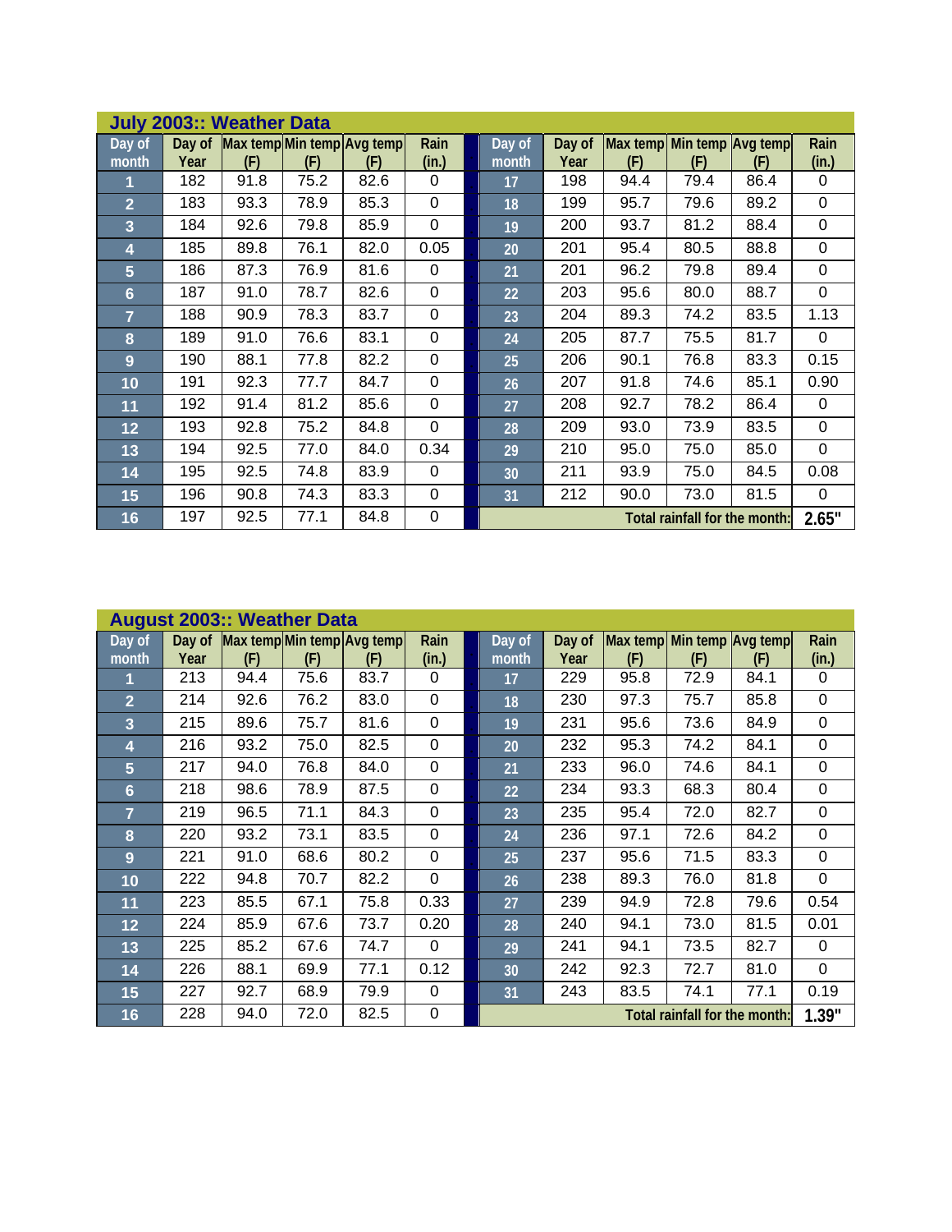## July 2003:: Weather Data

| Day of month | Day of Year | Max temp (F) | Min temp (F) | Avg temp (F) | Rain (in.) | | Day of month | Day of Year | Max temp (F) | Min temp (F) | Avg temp (F) | Rain (in.) |
|---|---|---|---|---|---|---|---|---|---|---|---|---|
| 1 | 182 | 91.8 | 75.2 | 82.6 | 0 | | 17 | 198 | 94.4 | 79.4 | 86.4 | 0 |
| 2 | 183 | 93.3 | 78.9 | 85.3 | 0 | | 18 | 199 | 95.7 | 79.6 | 89.2 | 0 |
| 3 | 184 | 92.6 | 79.8 | 85.9 | 0 | | 19 | 200 | 93.7 | 81.2 | 88.4 | 0 |
| 4 | 185 | 89.8 | 76.1 | 82.0 | 0.05 | | 20 | 201 | 95.4 | 80.5 | 88.8 | 0 |
| 5 | 186 | 87.3 | 76.9 | 81.6 | 0 | | 21 | 201 | 96.2 | 79.8 | 89.4 | 0 |
| 6 | 187 | 91.0 | 78.7 | 82.6 | 0 | | 22 | 203 | 95.6 | 80.0 | 88.7 | 0 |
| 7 | 188 | 90.9 | 78.3 | 83.7 | 0 | | 23 | 204 | 89.3 | 74.2 | 83.5 | 1.13 |
| 8 | 189 | 91.0 | 76.6 | 83.1 | 0 | | 24 | 205 | 87.7 | 75.5 | 81.7 | 0 |
| 9 | 190 | 88.1 | 77.8 | 82.2 | 0 | | 25 | 206 | 90.1 | 76.8 | 83.3 | 0.15 |
| 10 | 191 | 92.3 | 77.7 | 84.7 | 0 | | 26 | 207 | 91.8 | 74.6 | 85.1 | 0.90 |
| 11 | 192 | 91.4 | 81.2 | 85.6 | 0 | | 27 | 208 | 92.7 | 78.2 | 86.4 | 0 |
| 12 | 193 | 92.8 | 75.2 | 84.8 | 0 | | 28 | 209 | 93.0 | 73.9 | 83.5 | 0 |
| 13 | 194 | 92.5 | 77.0 | 84.0 | 0.34 | | 29 | 210 | 95.0 | 75.0 | 85.0 | 0 |
| 14 | 195 | 92.5 | 74.8 | 83.9 | 0 | | 30 | 211 | 93.9 | 75.0 | 84.5 | 0.08 |
| 15 | 196 | 90.8 | 74.3 | 83.3 | 0 | | 31 | 212 | 90.0 | 73.0 | 81.5 | 0 |
| 16 | 197 | 92.5 | 77.1 | 84.8 | 0 | | | | | | Total rainfall for the month: | 2.65" |

## August 2003:: Weather Data

| Day of month | Day of Year | Max temp (F) | Min temp (F) | Avg temp (F) | Rain (in.) | | Day of month | Day of Year | Max temp (F) | Min temp (F) | Avg temp (F) | Rain (in.) |
|---|---|---|---|---|---|---|---|---|---|---|---|---|
| 1 | 213 | 94.4 | 75.6 | 83.7 | 0 | | 17 | 229 | 95.8 | 72.9 | 84.1 | 0 |
| 2 | 214 | 92.6 | 76.2 | 83.0 | 0 | | 18 | 230 | 97.3 | 75.7 | 85.8 | 0 |
| 3 | 215 | 89.6 | 75.7 | 81.6 | 0 | | 19 | 231 | 95.6 | 73.6 | 84.9 | 0 |
| 4 | 216 | 93.2 | 75.0 | 82.5 | 0 | | 20 | 232 | 95.3 | 74.2 | 84.1 | 0 |
| 5 | 217 | 94.0 | 76.8 | 84.0 | 0 | | 21 | 233 | 96.0 | 74.6 | 84.1 | 0 |
| 6 | 218 | 98.6 | 78.9 | 87.5 | 0 | | 22 | 234 | 93.3 | 68.3 | 80.4 | 0 |
| 7 | 219 | 96.5 | 71.1 | 84.3 | 0 | | 23 | 235 | 95.4 | 72.0 | 82.7 | 0 |
| 8 | 220 | 93.2 | 73.1 | 83.5 | 0 | | 24 | 236 | 97.1 | 72.6 | 84.2 | 0 |
| 9 | 221 | 91.0 | 68.6 | 80.2 | 0 | | 25 | 237 | 95.6 | 71.5 | 83.3 | 0 |
| 10 | 222 | 94.8 | 70.7 | 82.2 | 0 | | 26 | 238 | 89.3 | 76.0 | 81.8 | 0 |
| 11 | 223 | 85.5 | 67.1 | 75.8 | 0.33 | | 27 | 239 | 94.9 | 72.8 | 79.6 | 0.54 |
| 12 | 224 | 85.9 | 67.6 | 73.7 | 0.20 | | 28 | 240 | 94.1 | 73.0 | 81.5 | 0.01 |
| 13 | 225 | 85.2 | 67.6 | 74.7 | 0 | | 29 | 241 | 94.1 | 73.5 | 82.7 | 0 |
| 14 | 226 | 88.1 | 69.9 | 77.1 | 0.12 | | 30 | 242 | 92.3 | 72.7 | 81.0 | 0 |
| 15 | 227 | 92.7 | 68.9 | 79.9 | 0 | | 31 | 243 | 83.5 | 74.1 | 77.1 | 0.19 |
| 16 | 228 | 94.0 | 72.0 | 82.5 | 0 | | | | | | Total rainfall for the month: | 1.39" |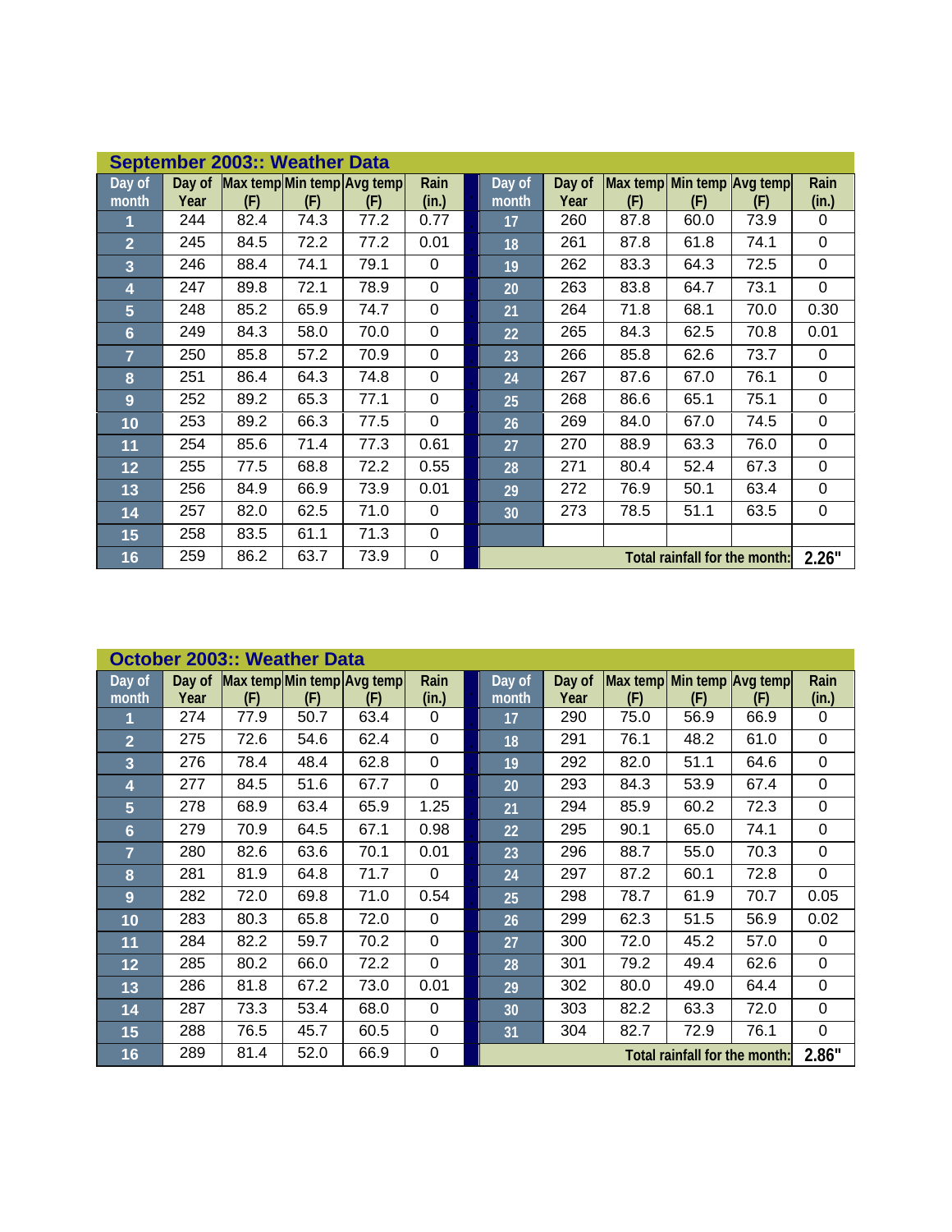## September 2003:: Weather Data

| Day of month | Day of Year | Max temp (F) | Min temp (F) | Avg temp (F) | Rain (in.) | | Day of month | Day of Year | Max temp (F) | Min temp (F) | Avg temp (F) | Rain (in.) |
|---|---|---|---|---|---|---|---|---|---|---|---|---|
| 1 | 244 | 82.4 | 74.3 | 77.2 | 0.77 | | 17 | 260 | 87.8 | 60.0 | 73.9 | 0 |
| 2 | 245 | 84.5 | 72.2 | 77.2 | 0.01 | | 18 | 261 | 87.8 | 61.8 | 74.1 | 0 |
| 3 | 246 | 88.4 | 74.1 | 79.1 | 0 | | 19 | 262 | 83.3 | 64.3 | 72.5 | 0 |
| 4 | 247 | 89.8 | 72.1 | 78.9 | 0 | | 20 | 263 | 83.8 | 64.7 | 73.1 | 0 |
| 5 | 248 | 85.2 | 65.9 | 74.7 | 0 | | 21 | 264 | 71.8 | 68.1 | 70.0 | 0.30 |
| 6 | 249 | 84.3 | 58.0 | 70.0 | 0 | | 22 | 265 | 84.3 | 62.5 | 70.8 | 0.01 |
| 7 | 250 | 85.8 | 57.2 | 70.9 | 0 | | 23 | 266 | 85.8 | 62.6 | 73.7 | 0 |
| 8 | 251 | 86.4 | 64.3 | 74.8 | 0 | | 24 | 267 | 87.6 | 67.0 | 76.1 | 0 |
| 9 | 252 | 89.2 | 65.3 | 77.1 | 0 | | 25 | 268 | 86.6 | 65.1 | 75.1 | 0 |
| 10 | 253 | 89.2 | 66.3 | 77.5 | 0 | | 26 | 269 | 84.0 | 67.0 | 74.5 | 0 |
| 11 | 254 | 85.6 | 71.4 | 77.3 | 0.61 | | 27 | 270 | 88.9 | 63.3 | 76.0 | 0 |
| 12 | 255 | 77.5 | 68.8 | 72.2 | 0.55 | | 28 | 271 | 80.4 | 52.4 | 67.3 | 0 |
| 13 | 256 | 84.9 | 66.9 | 73.9 | 0.01 | | 29 | 272 | 76.9 | 50.1 | 63.4 | 0 |
| 14 | 257 | 82.0 | 62.5 | 71.0 | 0 | | 30 | 273 | 78.5 | 51.1 | 63.5 | 0 |
| 15 | 258 | 83.5 | 61.1 | 71.3 | 0 | | | | | | | |
| 16 | 259 | 86.2 | 63.7 | 73.9 | 0 | | Total rainfall for the month: | | | | | 2.26" |

## October 2003:: Weather Data

| Day of month | Day of Year | Max temp (F) | Min temp (F) | Avg temp (F) | Rain (in.) | | Day of month | Day of Year | Max temp (F) | Min temp (F) | Avg temp (F) | Rain (in.) |
|---|---|---|---|---|---|---|---|---|---|---|---|---|
| 1 | 274 | 77.9 | 50.7 | 63.4 | 0 | | 17 | 290 | 75.0 | 56.9 | 66.9 | 0 |
| 2 | 275 | 72.6 | 54.6 | 62.4 | 0 | | 18 | 291 | 76.1 | 48.2 | 61.0 | 0 |
| 3 | 276 | 78.4 | 48.4 | 62.8 | 0 | | 19 | 292 | 82.0 | 51.1 | 64.6 | 0 |
| 4 | 277 | 84.5 | 51.6 | 67.7 | 0 | | 20 | 293 | 84.3 | 53.9 | 67.4 | 0 |
| 5 | 278 | 68.9 | 63.4 | 65.9 | 1.25 | | 21 | 294 | 85.9 | 60.2 | 72.3 | 0 |
| 6 | 279 | 70.9 | 64.5 | 67.1 | 0.98 | | 22 | 295 | 90.1 | 65.0 | 74.1 | 0 |
| 7 | 280 | 82.6 | 63.6 | 70.1 | 0.01 | | 23 | 296 | 88.7 | 55.0 | 70.3 | 0 |
| 8 | 281 | 81.9 | 64.8 | 71.7 | 0 | | 24 | 297 | 87.2 | 60.1 | 72.8 | 0 |
| 9 | 282 | 72.0 | 69.8 | 71.0 | 0.54 | | 25 | 298 | 78.7 | 61.9 | 70.7 | 0.05 |
| 10 | 283 | 80.3 | 65.8 | 72.0 | 0 | | 26 | 299 | 62.3 | 51.5 | 56.9 | 0.02 |
| 11 | 284 | 82.2 | 59.7 | 70.2 | 0 | | 27 | 300 | 72.0 | 45.2 | 57.0 | 0 |
| 12 | 285 | 80.2 | 66.0 | 72.2 | 0 | | 28 | 301 | 79.2 | 49.4 | 62.6 | 0 |
| 13 | 286 | 81.8 | 67.2 | 73.0 | 0.01 | | 29 | 302 | 80.0 | 49.0 | 64.4 | 0 |
| 14 | 287 | 73.3 | 53.4 | 68.0 | 0 | | 30 | 303 | 82.2 | 63.3 | 72.0 | 0 |
| 15 | 288 | 76.5 | 45.7 | 60.5 | 0 | | 31 | 304 | 82.7 | 72.9 | 76.1 | 0 |
| 16 | 289 | 81.4 | 52.0 | 66.9 | 0 | | Total rainfall for the month: | | | | | 2.86" |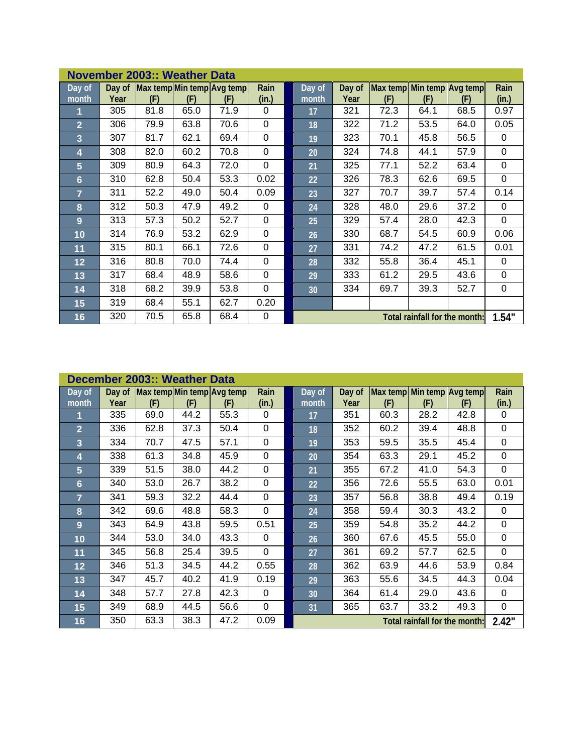## November 2003:: Weather Data

| Day of month | Day of Year | Max temp (F) | Min temp (F) | Avg temp (F) | Rain (in.) | Day of month | Day of Year | Max temp (F) | Min temp (F) | Avg temp (F) | Rain (in.) |
|---|---|---|---|---|---|---|---|---|---|---|---|
| 1 | 305 | 81.8 | 65.0 | 71.9 | 0 | 17 | 321 | 72.3 | 64.1 | 68.5 | 0.97 |
| 2 | 306 | 79.9 | 63.8 | 70.6 | 0 | 18 | 322 | 71.2 | 53.5 | 64.0 | 0.05 |
| 3 | 307 | 81.7 | 62.1 | 69.4 | 0 | 19 | 323 | 70.1 | 45.8 | 56.5 | 0 |
| 4 | 308 | 82.0 | 60.2 | 70.8 | 0 | 20 | 324 | 74.8 | 44.1 | 57.9 | 0 |
| 5 | 309 | 80.9 | 64.3 | 72.0 | 0 | 21 | 325 | 77.1 | 52.2 | 63.4 | 0 |
| 6 | 310 | 62.8 | 50.4 | 53.3 | 0.02 | 22 | 326 | 78.3 | 62.6 | 69.5 | 0 |
| 7 | 311 | 52.2 | 49.0 | 50.4 | 0.09 | 23 | 327 | 70.7 | 39.7 | 57.4 | 0.14 |
| 8 | 312 | 50.3 | 47.9 | 49.2 | 0 | 24 | 328 | 48.0 | 29.6 | 37.2 | 0 |
| 9 | 313 | 57.3 | 50.2 | 52.7 | 0 | 25 | 329 | 57.4 | 28.0 | 42.3 | 0 |
| 10 | 314 | 76.9 | 53.2 | 62.9 | 0 | 26 | 330 | 68.7 | 54.5 | 60.9 | 0.06 |
| 11 | 315 | 80.1 | 66.1 | 72.6 | 0 | 27 | 331 | 74.2 | 47.2 | 61.5 | 0.01 |
| 12 | 316 | 80.8 | 70.0 | 74.4 | 0 | 28 | 332 | 55.8 | 36.4 | 45.1 | 0 |
| 13 | 317 | 68.4 | 48.9 | 58.6 | 0 | 29 | 333 | 61.2 | 29.5 | 43.6 | 0 |
| 14 | 318 | 68.2 | 39.9 | 53.8 | 0 | 30 | 334 | 69.7 | 39.3 | 52.7 | 0 |
| 15 | 319 | 68.4 | 55.1 | 62.7 | 0.20 | | | | | | |
| 16 | 320 | 70.5 | 65.8 | 68.4 | 0 | Total rainfall for the month: | | | | | 1.54" |

## December 2003:: Weather Data

| Day of month | Day of Year | Max temp (F) | Min temp (F) | Avg temp (F) | Rain (in.) | Day of month | Day of Year | Max temp (F) | Min temp (F) | Avg temp (F) | Rain (in.) |
|---|---|---|---|---|---|---|---|---|---|---|---|
| 1 | 335 | 69.0 | 44.2 | 55.3 | 0 | 17 | 351 | 60.3 | 28.2 | 42.8 | 0 |
| 2 | 336 | 62.8 | 37.3 | 50.4 | 0 | 18 | 352 | 60.2 | 39.4 | 48.8 | 0 |
| 3 | 334 | 70.7 | 47.5 | 57.1 | 0 | 19 | 353 | 59.5 | 35.5 | 45.4 | 0 |
| 4 | 338 | 61.3 | 34.8 | 45.9 | 0 | 20 | 354 | 63.3 | 29.1 | 45.2 | 0 |
| 5 | 339 | 51.5 | 38.0 | 44.2 | 0 | 21 | 355 | 67.2 | 41.0 | 54.3 | 0 |
| 6 | 340 | 53.0 | 26.7 | 38.2 | 0 | 22 | 356 | 72.6 | 55.5 | 63.0 | 0.01 |
| 7 | 341 | 59.3 | 32.2 | 44.4 | 0 | 23 | 357 | 56.8 | 38.8 | 49.4 | 0.19 |
| 8 | 342 | 69.6 | 48.8 | 58.3 | 0 | 24 | 358 | 59.4 | 30.3 | 43.2 | 0 |
| 9 | 343 | 64.9 | 43.8 | 59.5 | 0.51 | 25 | 359 | 54.8 | 35.2 | 44.2 | 0 |
| 10 | 344 | 53.0 | 34.0 | 43.3 | 0 | 26 | 360 | 67.6 | 45.5 | 55.0 | 0 |
| 11 | 345 | 56.8 | 25.4 | 39.5 | 0 | 27 | 361 | 69.2 | 57.7 | 62.5 | 0 |
| 12 | 346 | 51.3 | 34.5 | 44.2 | 0.55 | 28 | 362 | 63.9 | 44.6 | 53.9 | 0.84 |
| 13 | 347 | 45.7 | 40.2 | 41.9 | 0.19 | 29 | 363 | 55.6 | 34.5 | 44.3 | 0.04 |
| 14 | 348 | 57.7 | 27.8 | 42.3 | 0 | 30 | 364 | 61.4 | 29.0 | 43.6 | 0 |
| 15 | 349 | 68.9 | 44.5 | 56.6 | 0 | 31 | 365 | 63.7 | 33.2 | 49.3 | 0 |
| 16 | 350 | 63.3 | 38.3 | 47.2 | 0.09 | Total rainfall for the month: | | | | | 2.42" |